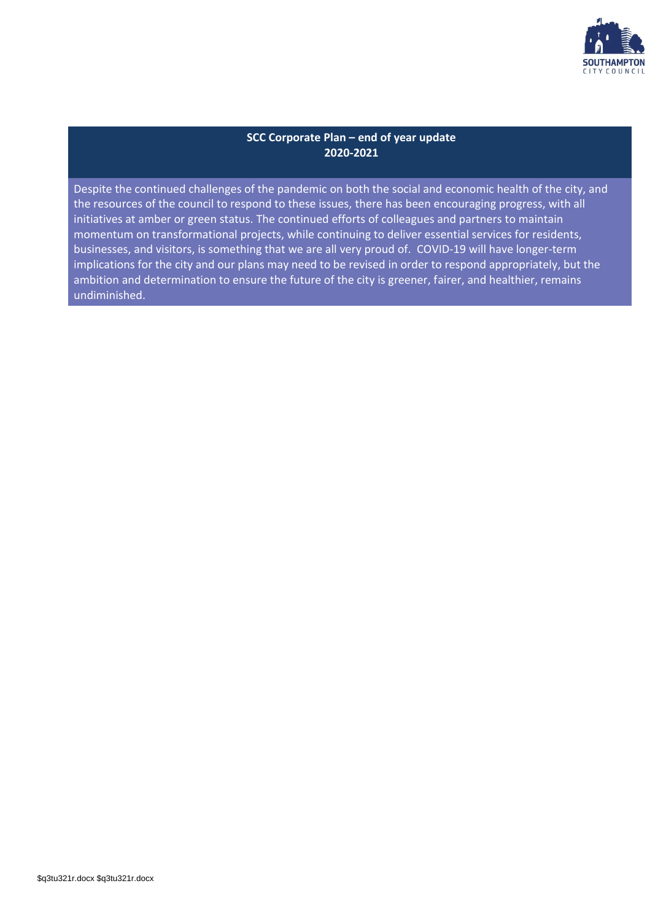# SCC Corporate Plan – end of year update 2020-2021

Despite the continued challenges of the pandemic on both the social and economic health of the city, and the resources of the council to respond to these issues, there has been encouraging progress, with all initiatives at amber or green status. The continued efforts of colleagues and partners to maintain momentum on transformational projects, while continuing to deliver essential services for residents, businesses, and visitors, is something that we are all very proud of. COVID-19 will have longer-term implications for the city and our plans may need to be revised in order to respond appropriately, but the ambition and determination to ensure the future of the city is greener, fairer, and healthier, remains undiminished.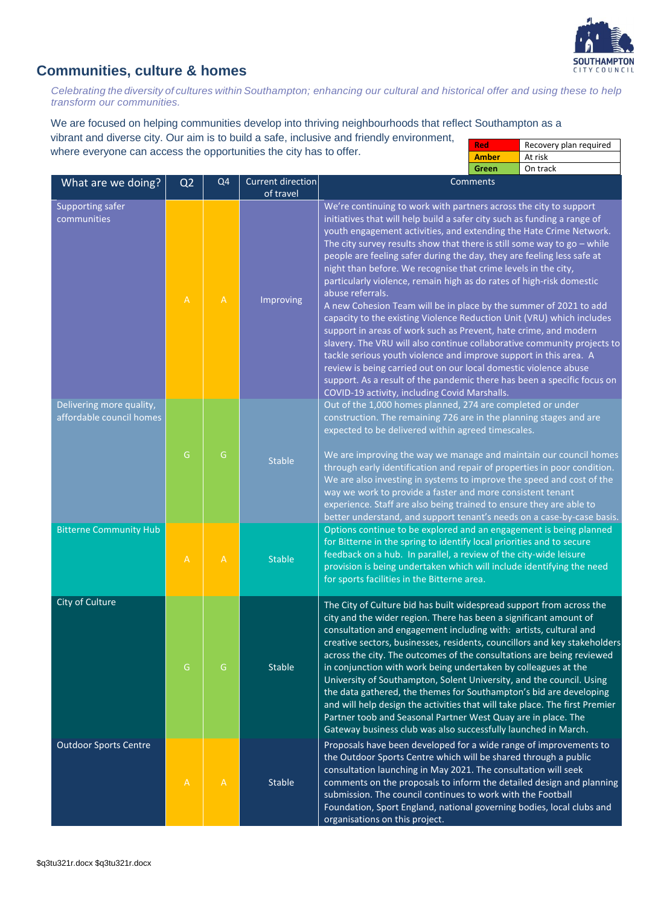## Communities, culture & homes

*Celebrating the diversity of cultures within Southampton; enhancing our cultural and historical offer and using these to help transform our communities.*

We are focused on helping communities develop into thriving neighbourhoods that reflect Southampton as a vibrant and diverse city. Our aim is to build a safe, inclusive and friendly environment, where everyone can access the opportunities the city has to offer.

| | |
|---|---|
| **Red** | Recovery plan required |
| **Amber** | At risk |
| **Green** | On track |

| What are we doing? | Q2 | Q4 | Current direction of travel | Comments |
|---|---|---|---|---|
| Supporting safer communities | A | A | Improving | We're continuing to work with partners across the city to support initiatives that will help build a safer city such as funding a range of youth engagement activities, and extending the Hate Crime Network. The city survey results show that there is still some way to go – while people are feeling safer during the day, they are feeling less safe at night than before. We recognise that crime levels in the city, particularly violence, remain high as do rates of high-risk domestic abuse referrals.<br>A new Cohesion Team will be in place by the summer of 2021 to add capacity to the existing Violence Reduction Unit (VRU) which includes support in areas of work such as Prevent, hate crime, and modern slavery. The VRU will also continue collaborative community projects to tackle serious youth violence and improve support in this area. A review is being carried out on our local domestic violence abuse support. As a result of the pandemic there has been a specific focus on COVID-19 activity, including Covid Marshalls. |
| Delivering more quality, affordable council homes | G | G | Stable | Out of the 1,000 homes planned, 274 are completed or under construction. The remaining 726 are in the planning stages and are expected to be delivered within agreed timescales.<br><br>We are improving the way we manage and maintain our council homes through early identification and repair of properties in poor condition. We are also investing in systems to improve the speed and cost of the way we work to provide a faster and more consistent tenant experience. Staff are also being trained to ensure they are able to better understand, and support tenant's needs on a case-by-case basis. |
| Bitterne Community Hub | A | A | Stable | Options continue to be explored and an engagement is being planned for Bitterne in the spring to identify local priorities and to secure feedback on a hub. In parallel, a review of the city-wide leisure provision is being undertaken which will include identifying the need for sports facilities in the Bitterne area. |
| City of Culture | G | G | Stable | The City of Culture bid has built widespread support from across the city and the wider region. There has been a significant amount of consultation and engagement including with: artists, cultural and creative sectors, businesses, residents, councillors and key stakeholders across the city. The outcomes of the consultations are being reviewed in conjunction with work being undertaken by colleagues at the University of Southampton, Solent University, and the council. Using the data gathered, the themes for Southampton's bid are developing and will help design the activities that will take place. The first Premier Partner toob and Seasonal Partner West Quay are in place. The Gateway business club was also successfully launched in March. |
| Outdoor Sports Centre | A | A | Stable | Proposals have been developed for a wide range of improvements to the Outdoor Sports Centre which will be shared through a public consultation launching in May 2021. The consultation will seek comments on the proposals to inform the detailed design and planning submission. The council continues to work with the Football Foundation, Sport England, national governing bodies, local clubs and organisations on this project. |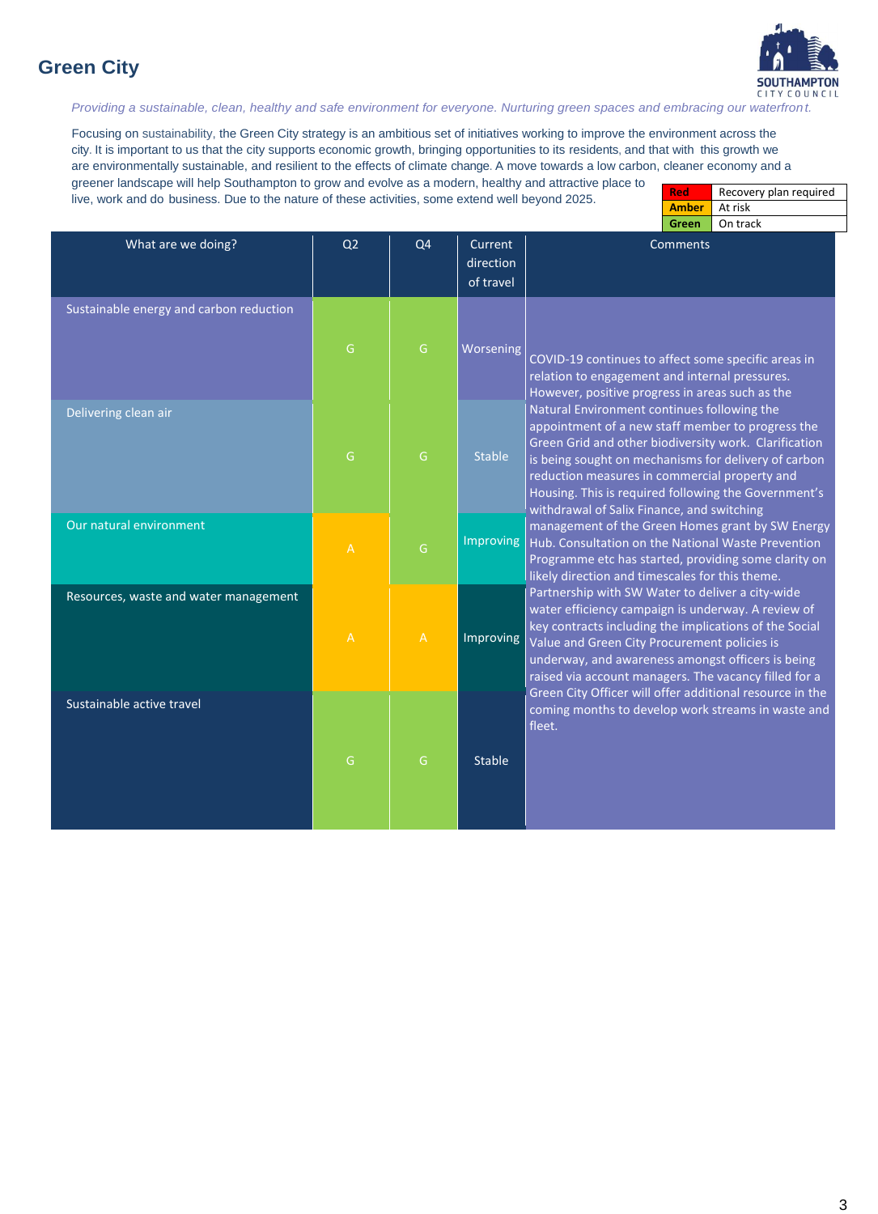# Green City

*Providing a sustainable, clean, healthy and safe environment for everyone. Nurturing green spaces and embracing our waterfront.*

Focusing on sustainability, the Green City strategy is an ambitious set of initiatives working to improve the environment across the city. It is important to us that the city supports economic growth, bringing opportunities to its residents, and that with this growth we are environmentally sustainable, and resilient to the effects of climate change. A move towards a low carbon, cleaner economy and a greener landscape will help Southampton to grow and evolve as a modern, healthy and attractive place to live, work and do business. Due to the nature of these activities, some extend well beyond 2025.

| | |
|---|---|
| **Red** | Recovery plan required |
| **Amber** | At risk |
| **Green** | On track |

| What are we doing? | Q2 | Q4 | Current direction of travel | Comments |
|---|---|---|---|---|
| Sustainable energy and carbon reduction | G | G | Worsening | COVID-19 continues to affect some specific areas in relation to engagement and internal pressures. However, positive progress in areas such as the Natural Environment continues following the appointment of a new staff member to progress the Green Grid and other biodiversity work. Clarification is being sought on mechanisms for delivery of carbon reduction measures in commercial property and Housing. This is required following the Government's withdrawal of Salix Finance, and switching management of the Green Homes grant by SW Energy Hub. Consultation on the National Waste Prevention Programme etc has started, providing some clarity on likely direction and timescales for this theme. Partnership with SW Water to deliver a city-wide water efficiency campaign is underway. A review of key contracts including the implications of the Social Value and Green City Procurement policies is underway, and awareness amongst officers is being raised via account managers. The vacancy filled for a Green City Officer will offer additional resource in the coming months to develop work streams in waste and fleet. |
| Delivering clean air | G | G | Stable | |
| Our natural environment | A | G | Improving | |
| Resources, waste and water management | A | A | Improving | |
| Sustainable active travel | G | G | Stable | |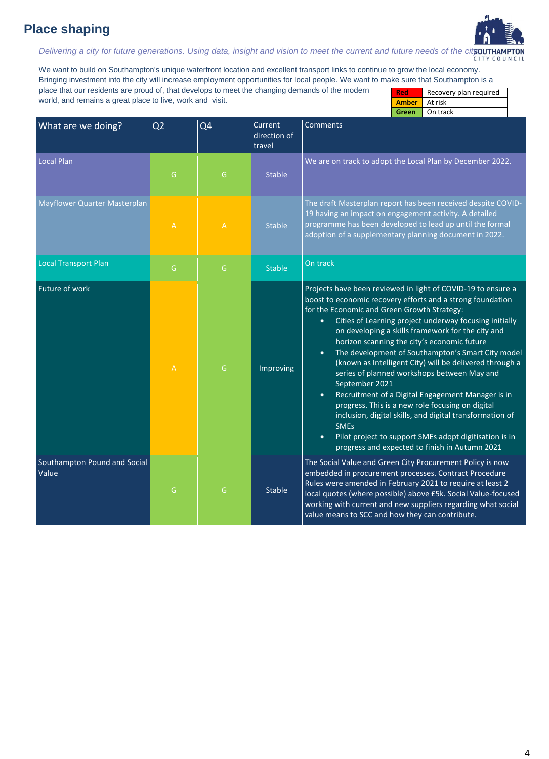# Place shaping

*Delivering a city for future generations. Using data, insight and vision to meet the current and future needs of the city*

We want to build on Southampton's unique waterfront location and excellent transport links to continue to grow the local economy. Bringing investment into the city will increase employment opportunities for local people. We want to make sure that Southampton is a place that our residents are proud of, that develops to meet the changing demands of the modern world, and remains a great place to live, work and visit.

| | |
|---|---|
| **Red** | Recovery plan required |
| **Amber** | At risk |
| **Green** | On track |

| What are we doing? | Q2 | Q4 | Current direction of travel | Comments |
|---|---|---|---|---|
| Local Plan | G | G | Stable | We are on track to adopt the Local Plan by December 2022. |
| Mayflower Quarter Masterplan | A | A | Stable | The draft Masterplan report has been received despite COVID-19 having an impact on engagement activity. A detailed programme has been developed to lead up until the formal adoption of a supplementary planning document in 2022. |
| Local Transport Plan | G | G | Stable | On track |
| Future of work | A | G | Improving | Projects have been reviewed in light of COVID-19 to ensure a boost to economic recovery efforts and a strong foundation for the Economic and Green Growth Strategy:<br>• Cities of Learning project underway focusing initially on developing a skills framework for the city and horizon scanning the city's economic future<br>• The development of Southampton's Smart City model (known as Intelligent City) will be delivered through a series of planned workshops between May and September 2021<br>• Recruitment of a Digital Engagement Manager is in progress. This is a new role focusing on digital inclusion, digital skills, and digital transformation of SMEs<br>• Pilot project to support SMEs adopt digitisation is in progress and expected to finish in Autumn 2021 |
| Southampton Pound and Social Value | G | G | Stable | The Social Value and Green City Procurement Policy is now embedded in procurement processes. Contract Procedure Rules were amended in February 2021 to require at least 2 local quotes (where possible) above £5k. Social Value-focused working with current and new suppliers regarding what social value means to SCC and how they can contribute. |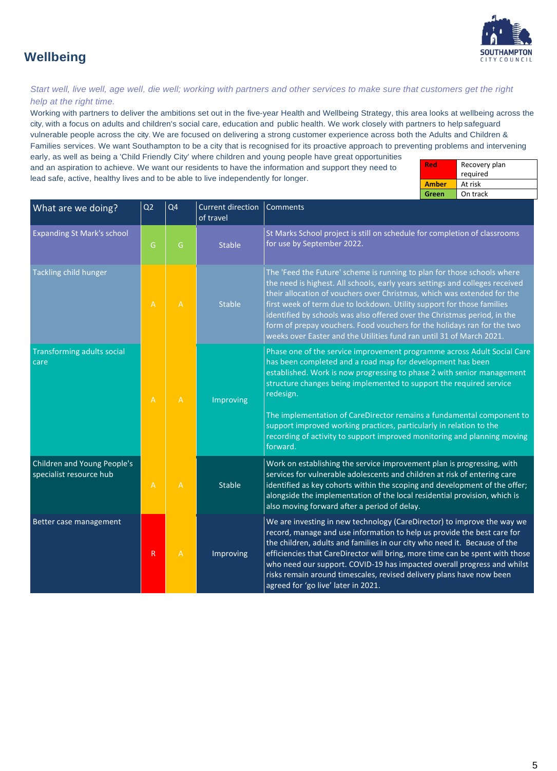# Wellbeing

*Start well, live well, age well, die well; working with partners and other services to make sure that customers get the right help at the right time.*

Working with partners to deliver the ambitions set out in the five-year Health and Wellbeing Strategy, this area looks at wellbeing across the city, with a focus on adults and children's social care, education and public health. We work closely with partners to help safeguard vulnerable people across the city. We are focused on delivering a strong customer experience across both the Adults and Children & Families services. We want Southampton to be a city that is recognised for its proactive approach to preventing problems and intervening early, as well as being a 'Child Friendly City' where children and young people have great opportunities and an aspiration to achieve. We want our residents to have the information and support they need to lead safe, active, healthy lives and to be able to live independently for longer.

| | |
|---|---|
| Red | Recovery plan required |
| Amber | At risk |
| Green | On track |

| What are we doing? | Q2 | Q4 | Current direction of travel | Comments |
|---|---|---|---|---|
| Expanding St Mark's school | G | G | Stable | St Marks School project is still on schedule for completion of classrooms for use by September 2022. |
| Tackling child hunger | A | A | Stable | The 'Feed the Future' scheme is running to plan for those schools where the need is highest. All schools, early years settings and colleges received their allocation of vouchers over Christmas, which was extended for the first week of term due to lockdown. Utility support for those families identified by schools was also offered over the Christmas period, in the form of prepay vouchers. Food vouchers for the holidays ran for the two weeks over Easter and the Utilities fund ran until 31 of March 2021. |
| Transforming adults social care | A | A | Improving | Phase one of the service improvement programme across Adult Social Care has been completed and a road map for development has been established. Work is now progressing to phase 2 with senior management structure changes being implemented to support the required service redesign.<br><br>The implementation of CareDirector remains a fundamental component to support improved working practices, particularly in relation to the recording of activity to support improved monitoring and planning moving forward. |
| Children and Young People's specialist resource hub | A | A | Stable | Work on establishing the service improvement plan is progressing, with services for vulnerable adolescents and children at risk of entering care identified as key cohorts within the scoping and development of the offer; alongside the implementation of the local residential provision, which is also moving forward after a period of delay. |
| Better case management | R | A | Improving | We are investing in new technology (CareDirector) to improve the way we record, manage and use information to help us provide the best care for the children, adults and families in our city who need it. Because of the efficiencies that CareDirector will bring, more time can be spent with those who need our support. COVID-19 has impacted overall progress and whilst risks remain around timescales, revised delivery plans have now been agreed for 'go live' later in 2021. |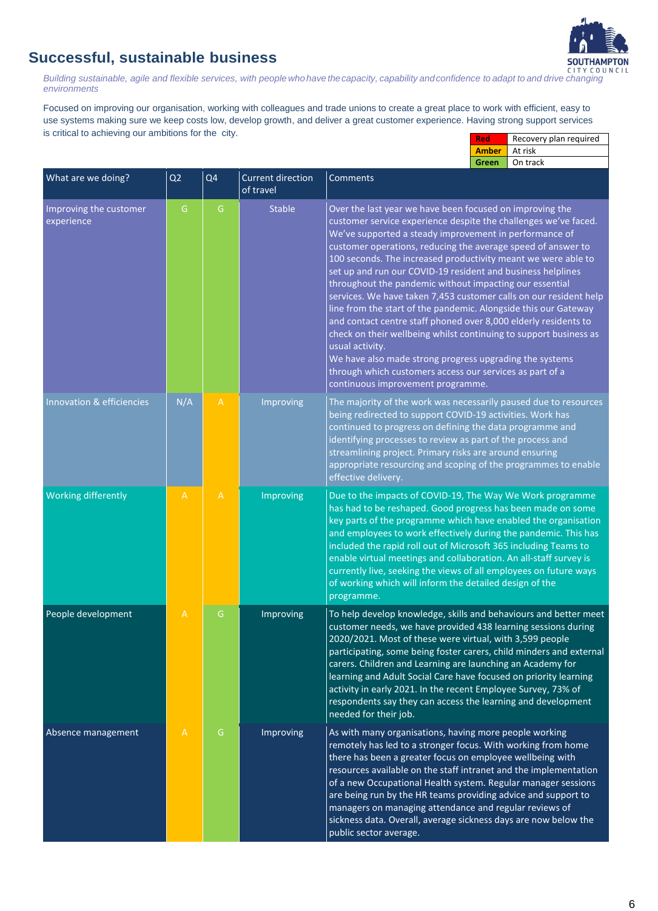## Successful, sustainable business

*Building sustainable, agile and flexible services, with people who have the capacity, capability and confidence to adapt to and drive changing environments*

Focused on improving our organisation, working with colleagues and trade unions to create a great place to work with efficient, easy to use systems making sure we keep costs low, develop growth, and deliver a great customer experience. Having strong support services is critical to achieving our ambitions for the city.

| | |
|---|---|
| Red | Recovery plan required |
| Amber | At risk |
| Green | On track |

| What are we doing? | Q2 | Q4 | Current direction of travel | Comments |
|---|---|---|---|---|
| Improving the customer experience | G | G | Stable | Over the last year we have been focused on improving the customer service experience despite the challenges we've faced. We've supported a steady improvement in performance of customer operations, reducing the average speed of answer to 100 seconds. The increased productivity meant we were able to set up and run our COVID-19 resident and business helplines throughout the pandemic without impacting our essential services. We have taken 7,453 customer calls on our resident help line from the start of the pandemic. Alongside this our Gateway and contact centre staff phoned over 8,000 elderly residents to check on their wellbeing whilst continuing to support business as usual activity.<br>We have also made strong progress upgrading the systems through which customers access our services as part of a continuous improvement programme. |
| Innovation & efficiencies | N/A | A | Improving | The majority of the work was necessarily paused due to resources being redirected to support COVID-19 activities. Work has continued to progress on defining the data programme and identifying processes to review as part of the process and streamlining project. Primary risks are around ensuring appropriate resourcing and scoping of the programmes to enable effective delivery. |
| Working differently | A | A | Improving | Due to the impacts of COVID-19, The Way We Work programme has had to be reshaped. Good progress has been made on some key parts of the programme which have enabled the organisation and employees to work effectively during the pandemic. This has included the rapid roll out of Microsoft 365 including Teams to enable virtual meetings and collaboration. An all-staff survey is currently live, seeking the views of all employees on future ways of working which will inform the detailed design of the programme. |
| People development | A | G | Improving | To help develop knowledge, skills and behaviours and better meet customer needs, we have provided 438 learning sessions during 2020/2021. Most of these were virtual, with 3,599 people participating, some being foster carers, child minders and external carers. Children and Learning are launching an Academy for learning and Adult Social Care have focused on priority learning activity in early 2021. In the recent Employee Survey, 73% of respondents say they can access the learning and development needed for their job. |
| Absence management | A | G | Improving | As with many organisations, having more people working remotely has led to a stronger focus. With working from home there has been a greater focus on employee wellbeing with resources available on the staff intranet and the implementation of a new Occupational Health system. Regular manager sessions are being run by the HR teams providing advice and support to managers on managing attendance and regular reviews of sickness data. Overall, average sickness days are now below the public sector average. |